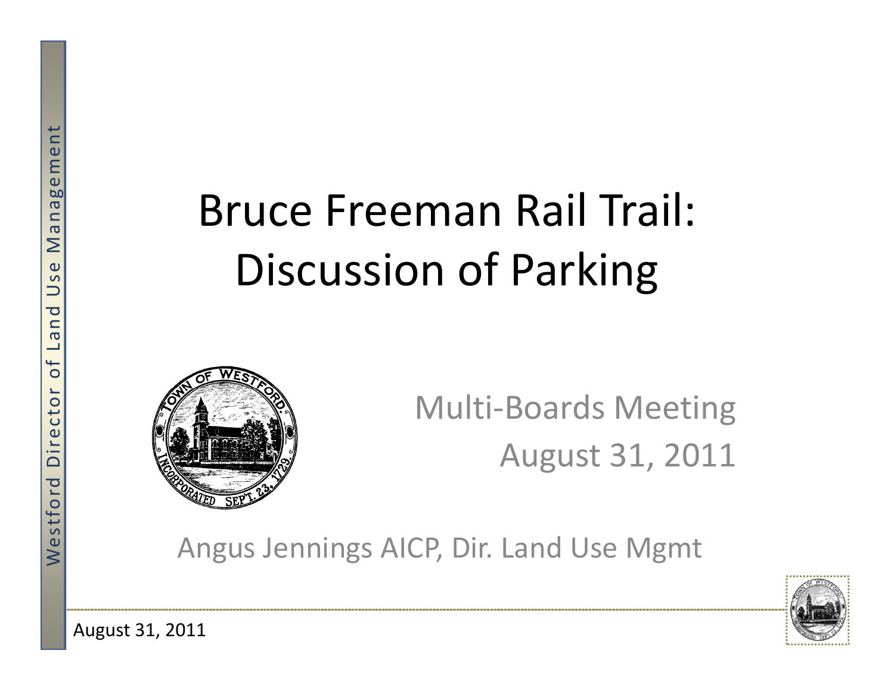# Bruce Freeman Rail Trail: Discussion of Parking

Multi-Boards Meeting

August 31, 2011

Angus Jennings AICP, Dir. Land Use Mgmt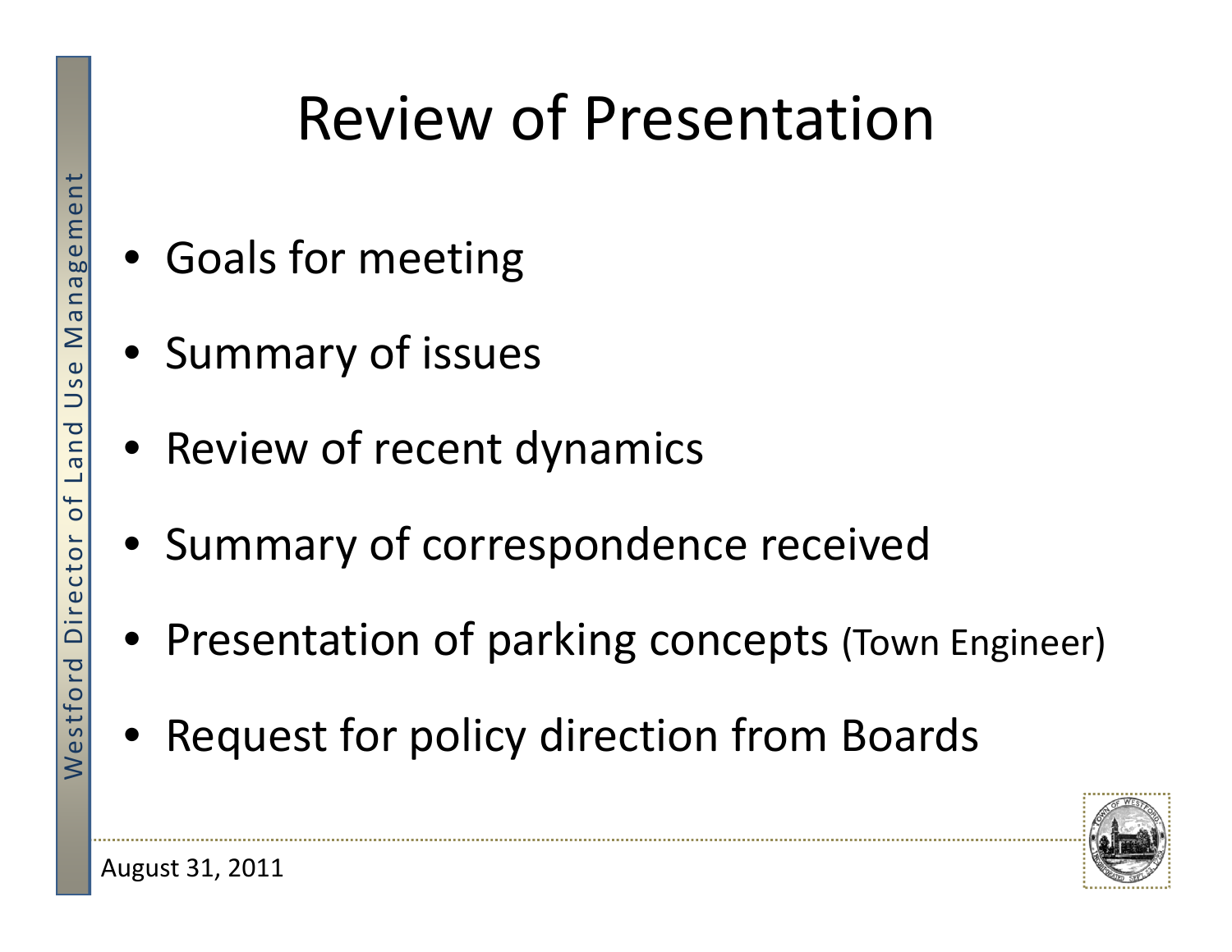# Review of Presentation

- Goals for meeting
- Summary of issues
- Review of recent dynamics
- Summary of correspondence received
- Presentation of parking concepts (Town Engineer)
- Request for policy direction from Boards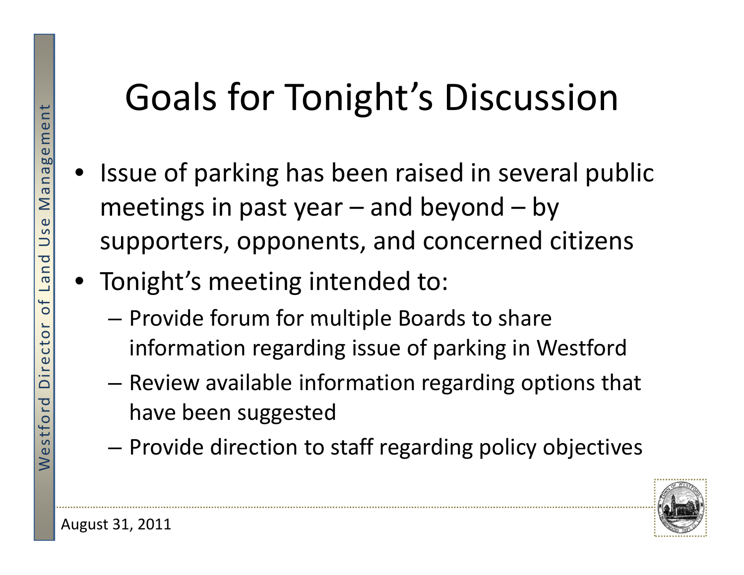# Goals for Tonight's Discussion

- Issue of parking has been raised in several public meetings in past year – and beyond – by supporters, opponents, and concerned citizens
- Tonight's meeting intended to:
  - Provide forum for multiple Boards to share information regarding issue of parking in Westford
  - Review available information regarding options that have been suggested
  - Provide direction to staff regarding policy objectives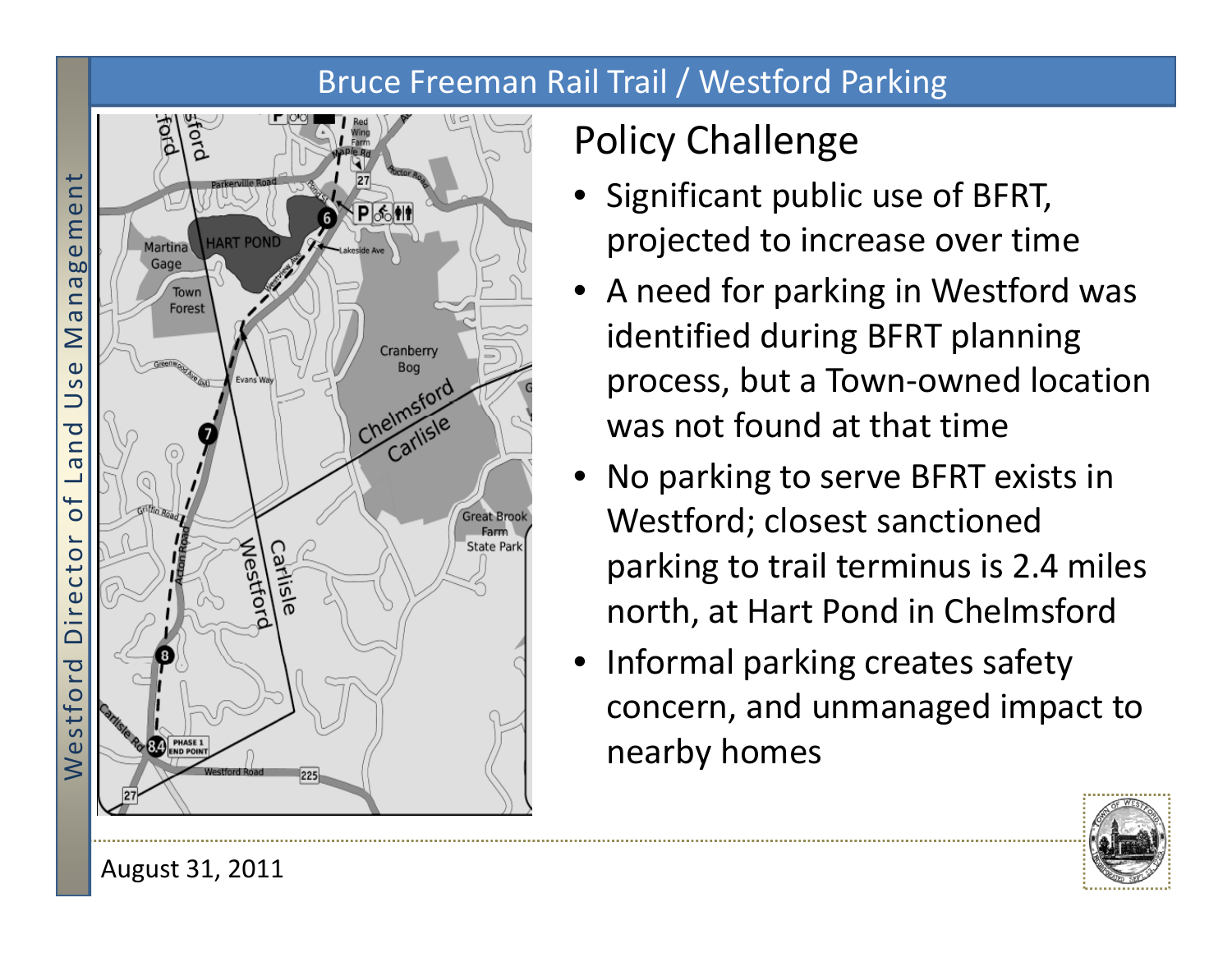# Bruce Freeman Rail Trail / Westford Parking

## Policy Challenge

- Significant public use of BFRT, projected to increase over time
- A need for parking in Westford was identified during BFRT planning process, but a Town-owned location was not found at that time
- No parking to serve BFRT exists in Westford; closest sanctioned parking to trail terminus is 2.4 miles north, at Hart Pond in Chelmsford
- Informal parking creates safety concern, and unmanaged impact to nearby homes

August 31, 2011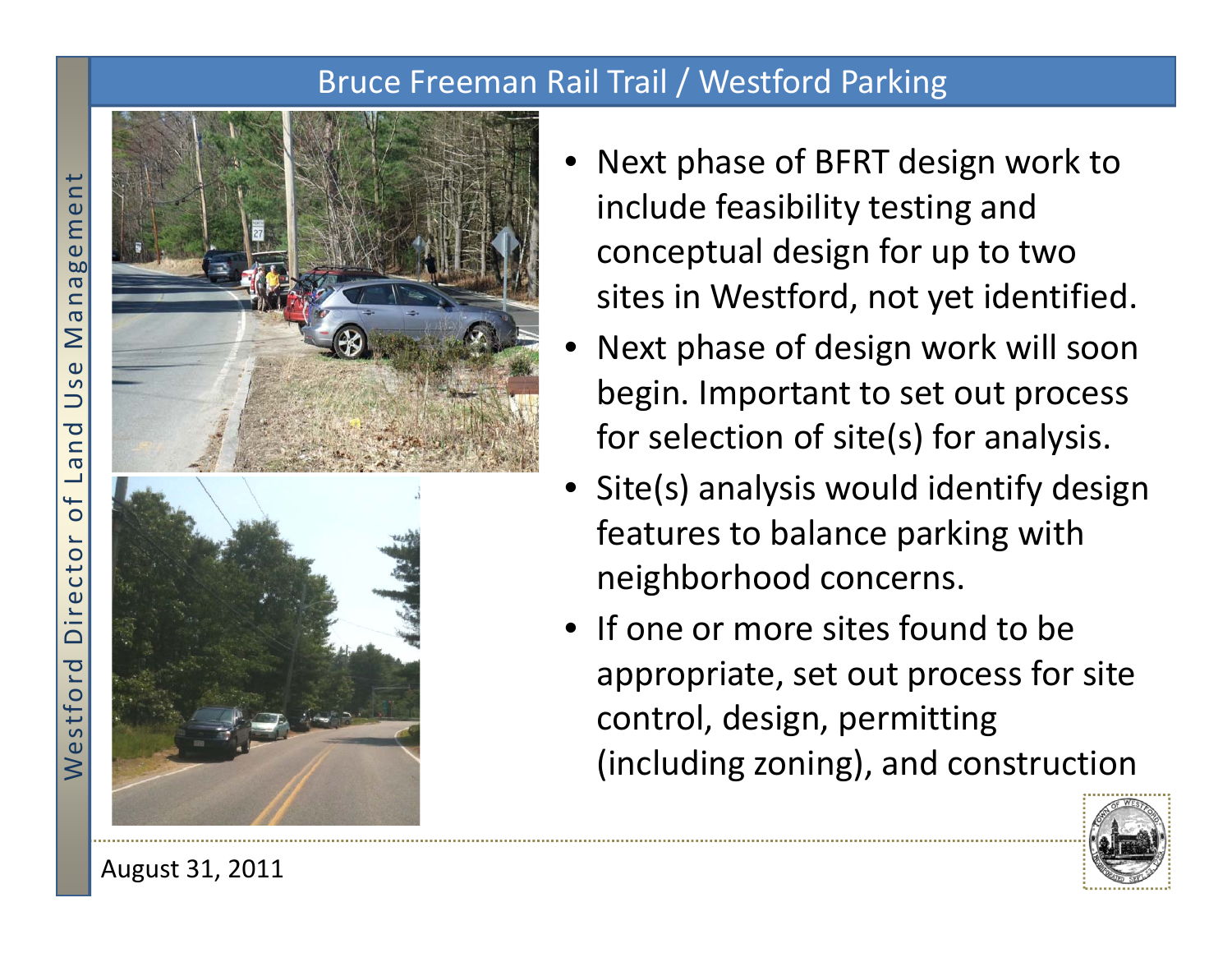# Bruce Freeman Rail Trail / Westford Parking

- Next phase of BFRT design work to include feasibility testing and conceptual design for up to two sites in Westford, not yet identified.
- Next phase of design work will soon begin. Important to set out process for selection of site(s) for analysis.
- Site(s) analysis would identify design features to balance parking with neighborhood concerns.
- If one or more sites found to be appropriate, set out process for site control, design, permitting (including zoning), and construction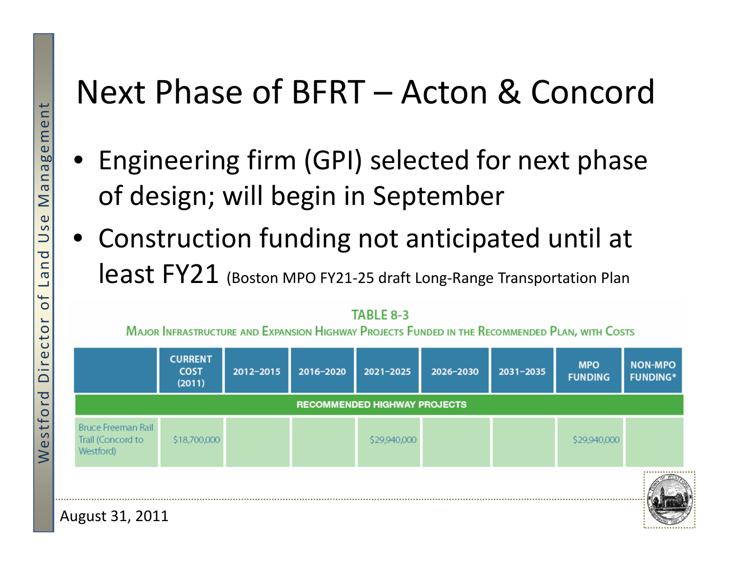# Next Phase of BFRT – Acton & Concord

- Engineering firm (GPI) selected for next phase of design; will begin in September
- Construction funding not anticipated until at least FY21 (Boston MPO FY21-25 draft Long-Range Transportation Plan

**TABLE 8-3**

**MAJOR INFRASTRUCTURE AND EXPANSION HIGHWAY PROJECTS FUNDED IN THE RECOMMENDED PLAN, WITH COSTS**

| | CURRENT COST (2011) | 2012–2015 | 2016–2020 | 2021–2025 | 2026–2030 | 2031–2035 | MPO FUNDING | NON-MPO FUNDING* |
|---|---|---|---|---|---|---|---|---|
| **RECOMMENDED HIGHWAY PROJECTS** | | | | | | | | |
| Bruce Freeman Rail Trail (Concord to Westford) | $18,700,000 | | | $29,940,000 | | | $29,940,000 | |

August 31, 2011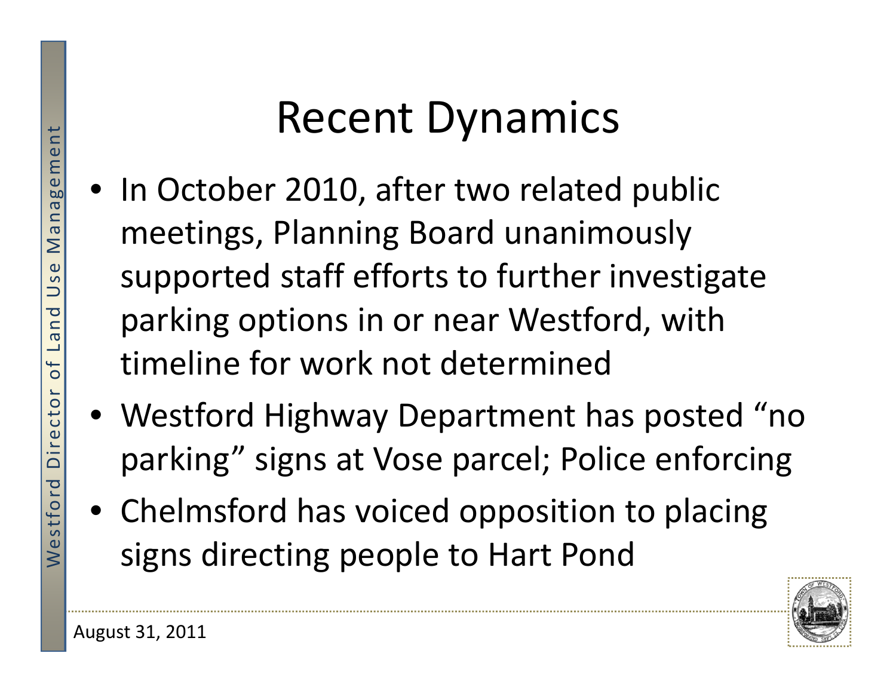# Recent Dynamics

- In October 2010, after two related public meetings, Planning Board unanimously supported staff efforts to further investigate parking options in or near Westford, with timeline for work not determined
- Westford Highway Department has posted “no parking” signs at Vose parcel; Police enforcing
- Chelmsford has voiced opposition to placing signs directing people to Hart Pond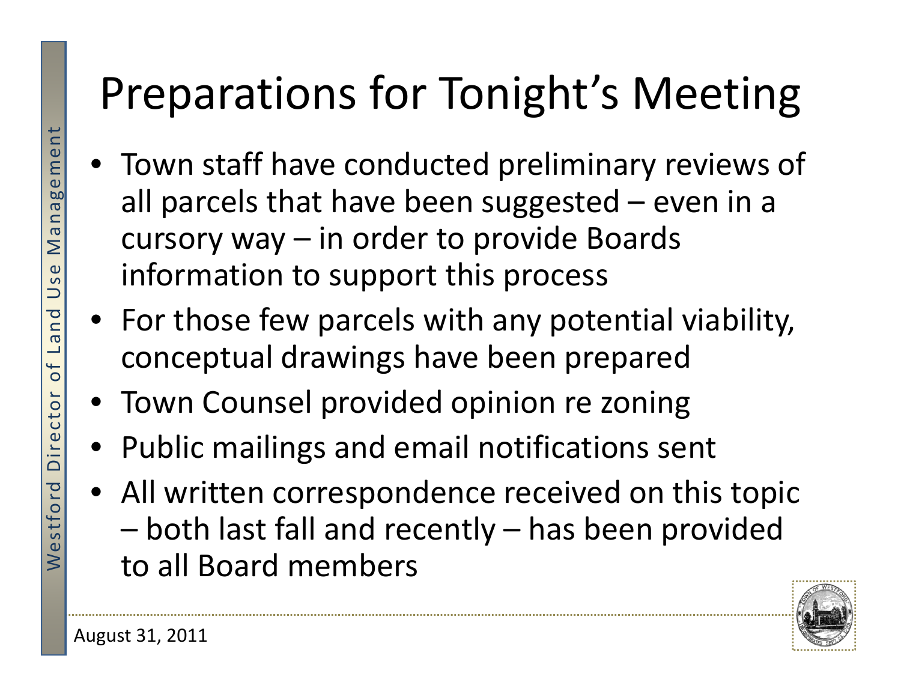# Preparations for Tonight's Meeting

- Town staff have conducted preliminary reviews of all parcels that have been suggested – even in a cursory way – in order to provide Boards information to support this process
- For those few parcels with any potential viability, conceptual drawings have been prepared
- Town Counsel provided opinion re zoning
- Public mailings and email notifications sent
- All written correspondence received on this topic – both last fall and recently – has been provided to all Board members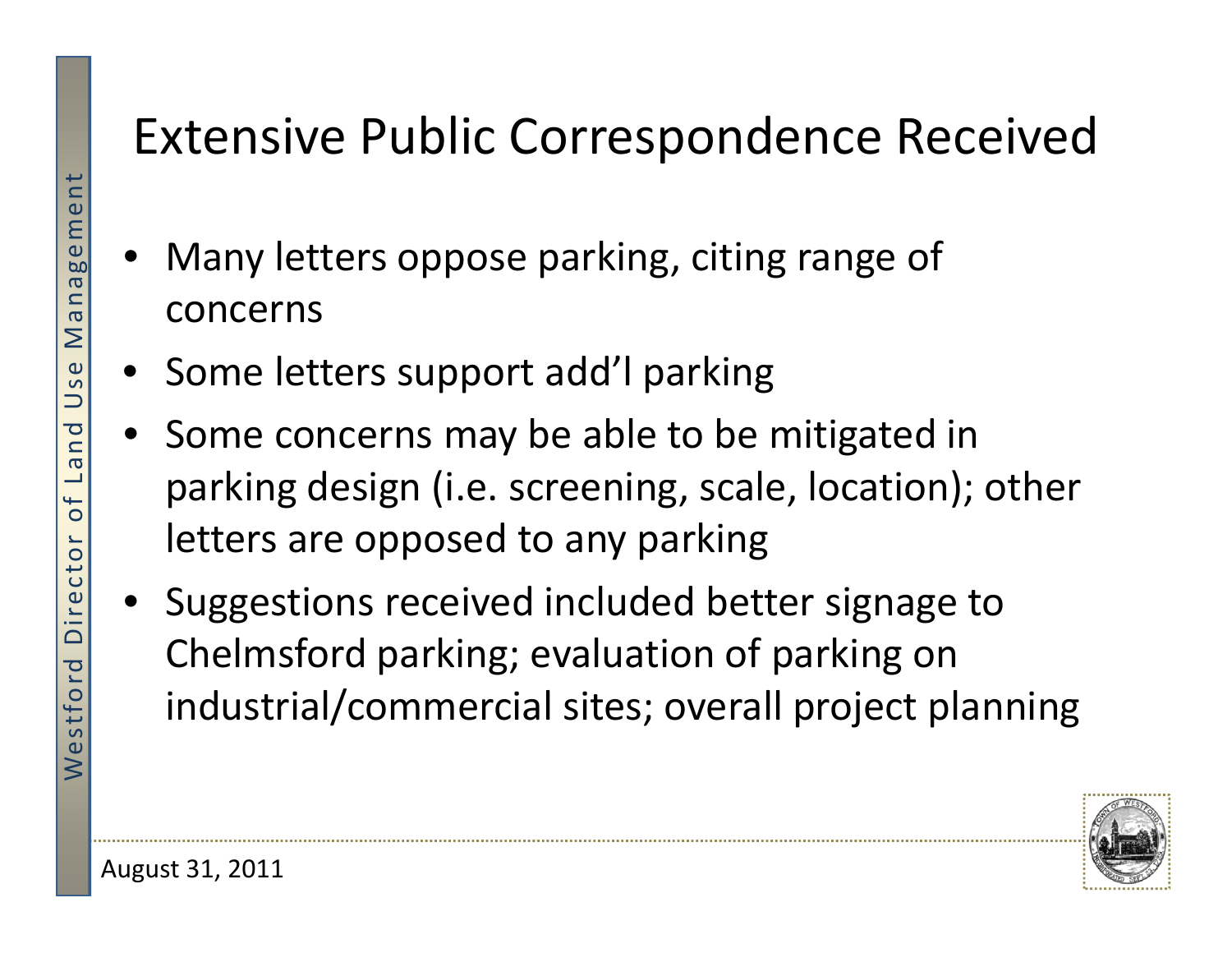# Extensive Public Correspondence Received

- Many letters oppose parking, citing range of concerns
- Some letters support add'l parking
- Some concerns may be able to be mitigated in parking design (i.e. screening, scale, location); other letters are opposed to any parking
- Suggestions received included better signage to Chelmsford parking; evaluation of parking on industrial/commercial sites; overall project planning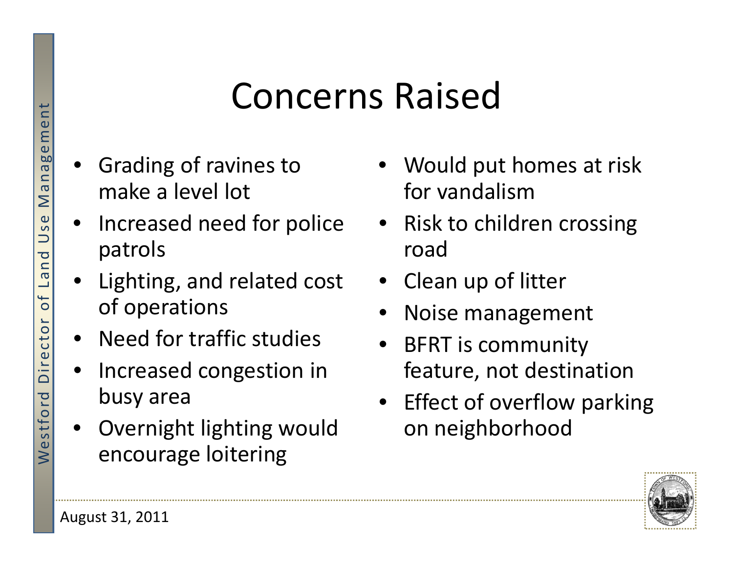# Concerns Raised

- Grading of ravines to make a level lot
- Increased need for police patrols
- Lighting, and related cost of operations
- Need for traffic studies
- Increased congestion in busy area
- Overnight lighting would encourage loitering
- Would put homes at risk for vandalism
- Risk to children crossing road
- Clean up of litter
- Noise management
- BFRT is community feature, not destination
- Effect of overflow parking on neighborhood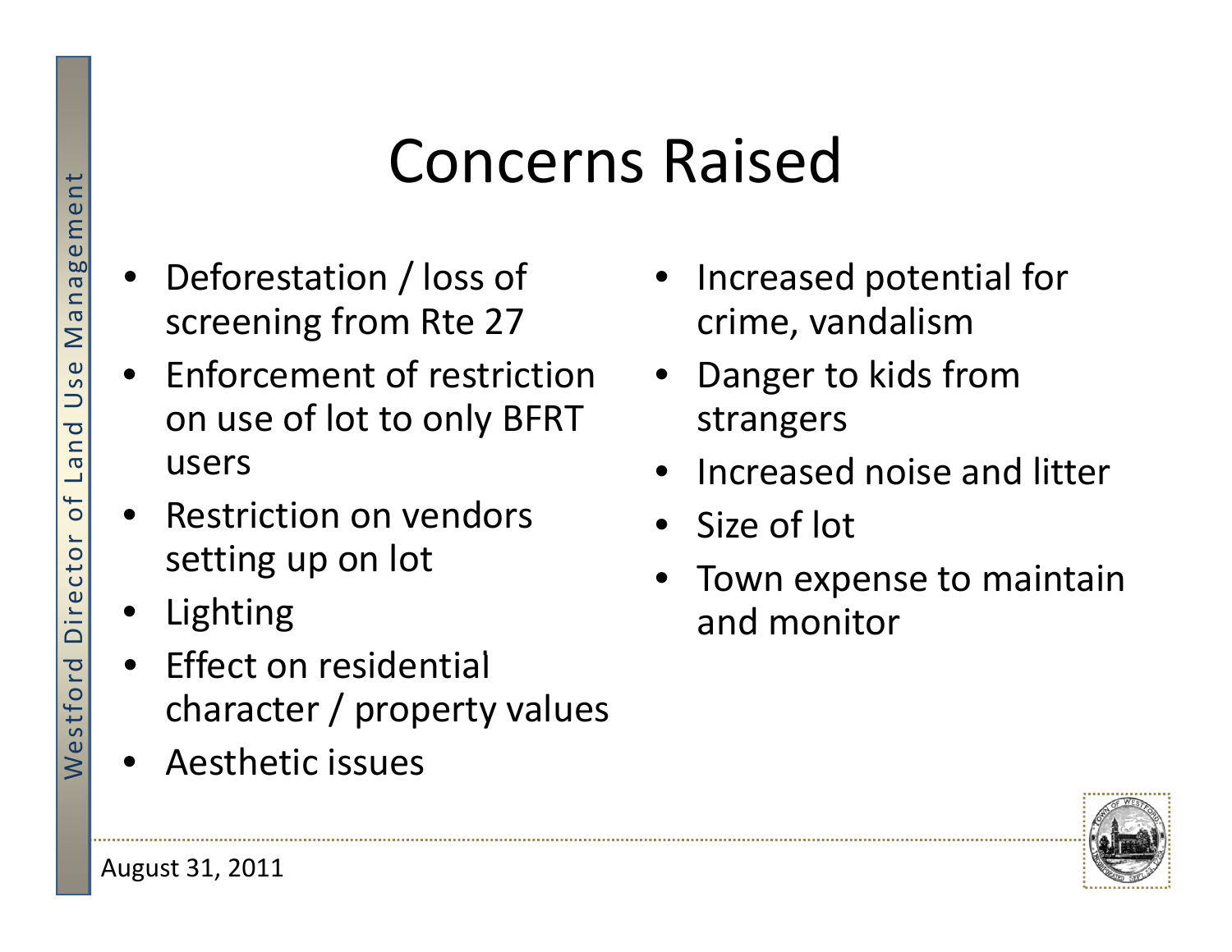# Concerns Raised

- Deforestation / loss of screening from Rte 27
- Enforcement of restriction on use of lot to only BFRT users
- Restriction on vendors setting up on lot
- Lighting
- Effect on residential character / property values
- Aesthetic issues
- Increased potential for crime, vandalism
- Danger to kids from strangers
- Increased noise and litter
- Size of lot
- Town expense to maintain and monitor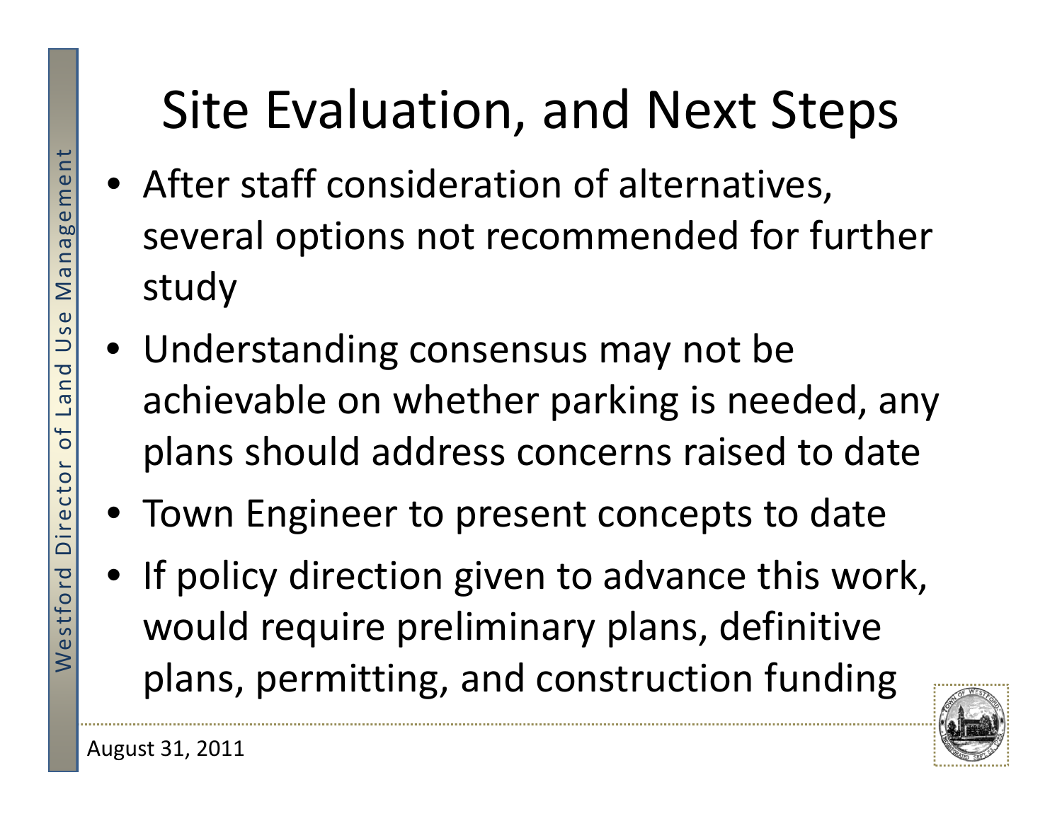# Site Evaluation, and Next Steps

- After staff consideration of alternatives, several options not recommended for further study
- Understanding consensus may not be achievable on whether parking is needed, any plans should address concerns raised to date
- Town Engineer to present concepts to date
- If policy direction given to advance this work, would require preliminary plans, definitive plans, permitting, and construction funding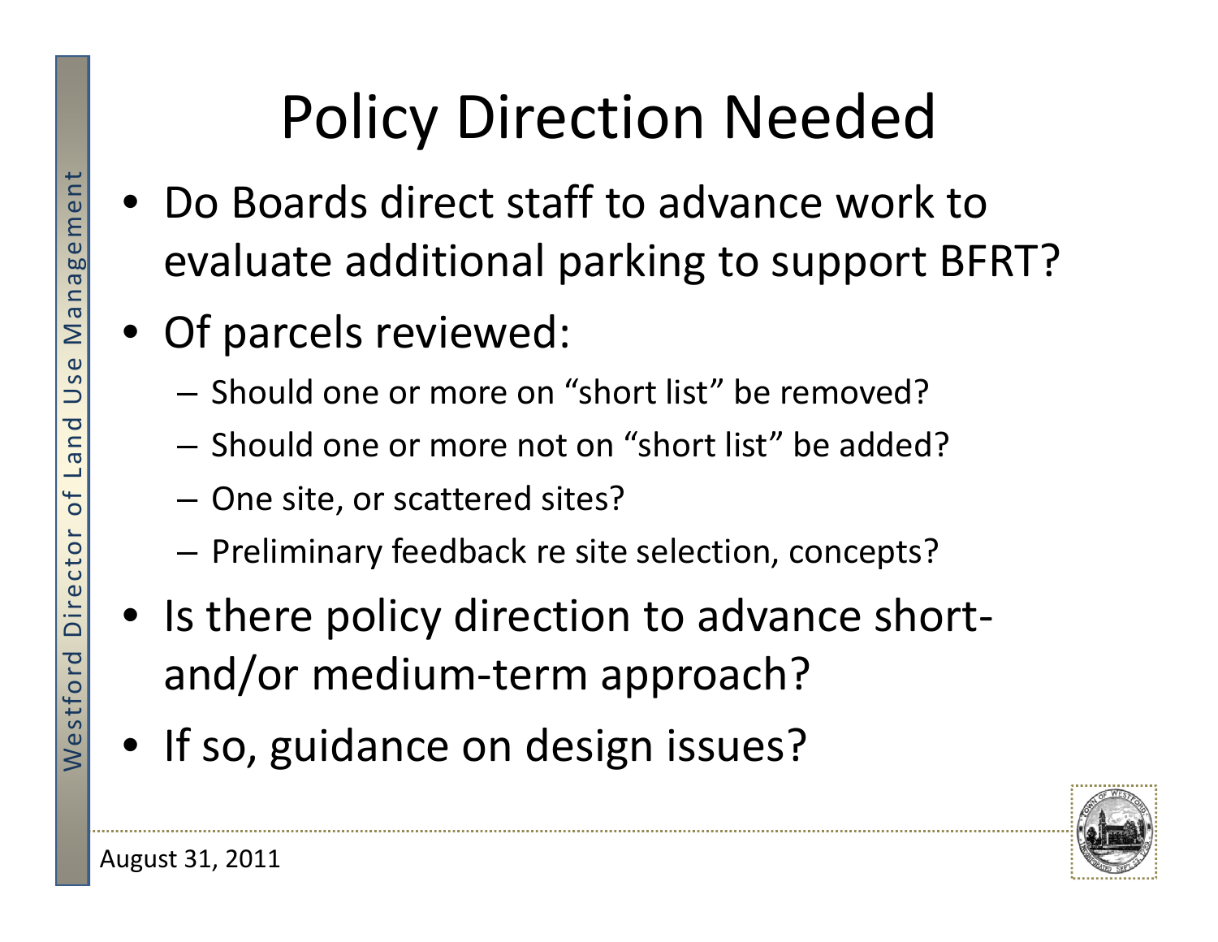# Policy Direction Needed

- Do Boards direct staff to advance work to evaluate additional parking to support BFRT?
- Of parcels reviewed:
  - Should one or more on "short list" be removed?
  - Should one or more not on "short list" be added?
  - One site, or scattered sites?
  - Preliminary feedback re site selection, concepts?
- Is there policy direction to advance short- and/or medium-term approach?
- If so, guidance on design issues?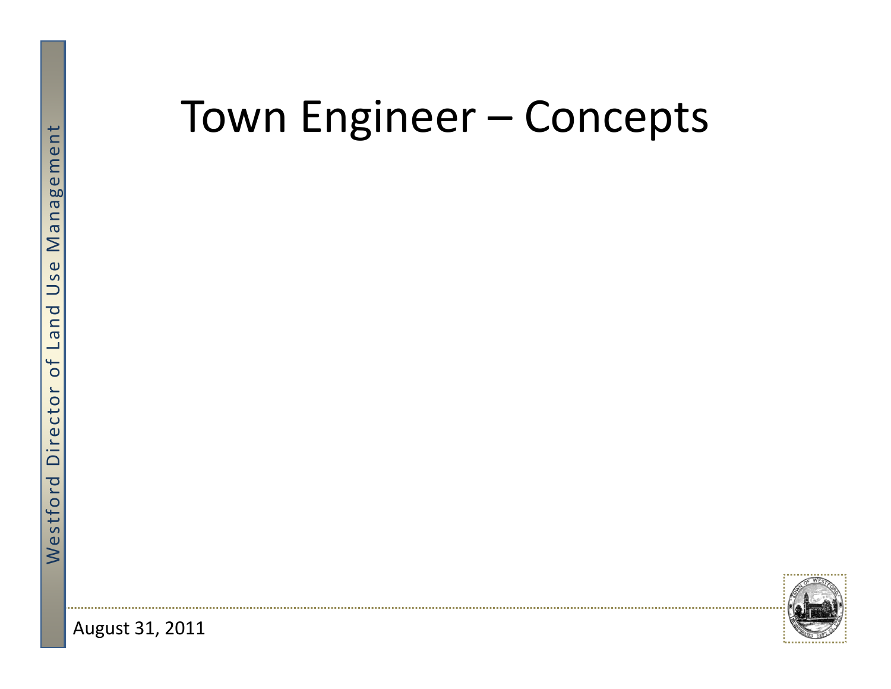# Town Engineer – Concepts